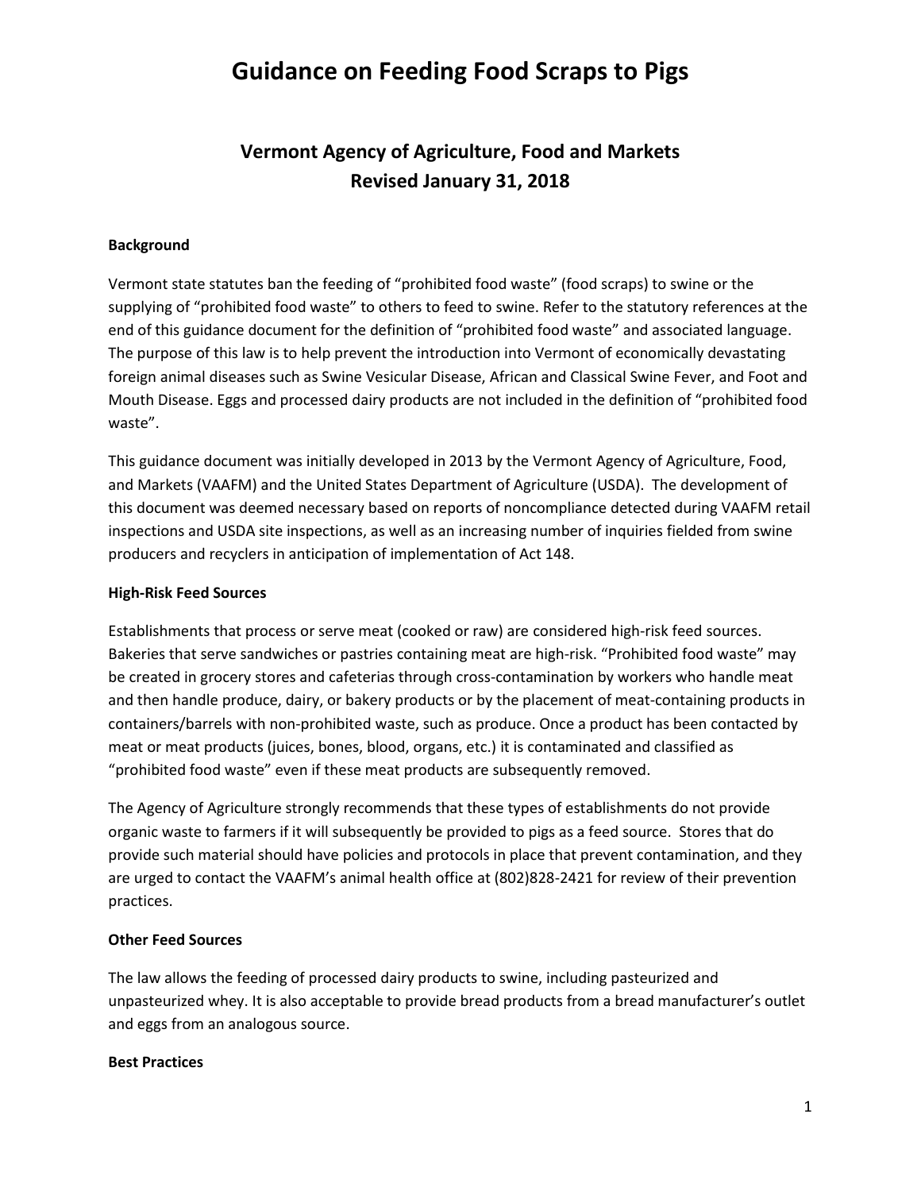# Guidance on Feeding Food Scraps to Pigs

## Vermont Agency of Agriculture, Food and Markets
## Revised January 31, 2018

**Background**

Vermont state statutes ban the feeding of “prohibited food waste” (food scraps) to swine or the supplying of “prohibited food waste” to others to feed to swine. Refer to the statutory references at the end of this guidance document for the definition of “prohibited food waste” and associated language. The purpose of this law is to help prevent the introduction into Vermont of economically devastating foreign animal diseases such as Swine Vesicular Disease, African and Classical Swine Fever, and Foot and Mouth Disease. Eggs and processed dairy products are not included in the definition of “prohibited food waste”.

This guidance document was initially developed in 2013 by the Vermont Agency of Agriculture, Food, and Markets (VAAFM) and the United States Department of Agriculture (USDA). The development of this document was deemed necessary based on reports of noncompliance detected during VAAFM retail inspections and USDA site inspections, as well as an increasing number of inquiries fielded from swine producers and recyclers in anticipation of implementation of Act 148.

**High-Risk Feed Sources**

Establishments that process or serve meat (cooked or raw) are considered high-risk feed sources. Bakeries that serve sandwiches or pastries containing meat are high-risk. “Prohibited food waste” may be created in grocery stores and cafeterias through cross-contamination by workers who handle meat and then handle produce, dairy, or bakery products or by the placement of meat-containing products in containers/barrels with non-prohibited waste, such as produce. Once a product has been contacted by meat or meat products (juices, bones, blood, organs, etc.) it is contaminated and classified as “prohibited food waste” even if these meat products are subsequently removed.

The Agency of Agriculture strongly recommends that these types of establishments do not provide organic waste to farmers if it will subsequently be provided to pigs as a feed source. Stores that do provide such material should have policies and protocols in place that prevent contamination, and they are urged to contact the VAAFM’s animal health office at (802)828-2421 for review of their prevention practices.

**Other Feed Sources**

The law allows the feeding of processed dairy products to swine, including pasteurized and unpasteurized whey. It is also acceptable to provide bread products from a bread manufacturer’s outlet and eggs from an analogous source.

**Best Practices**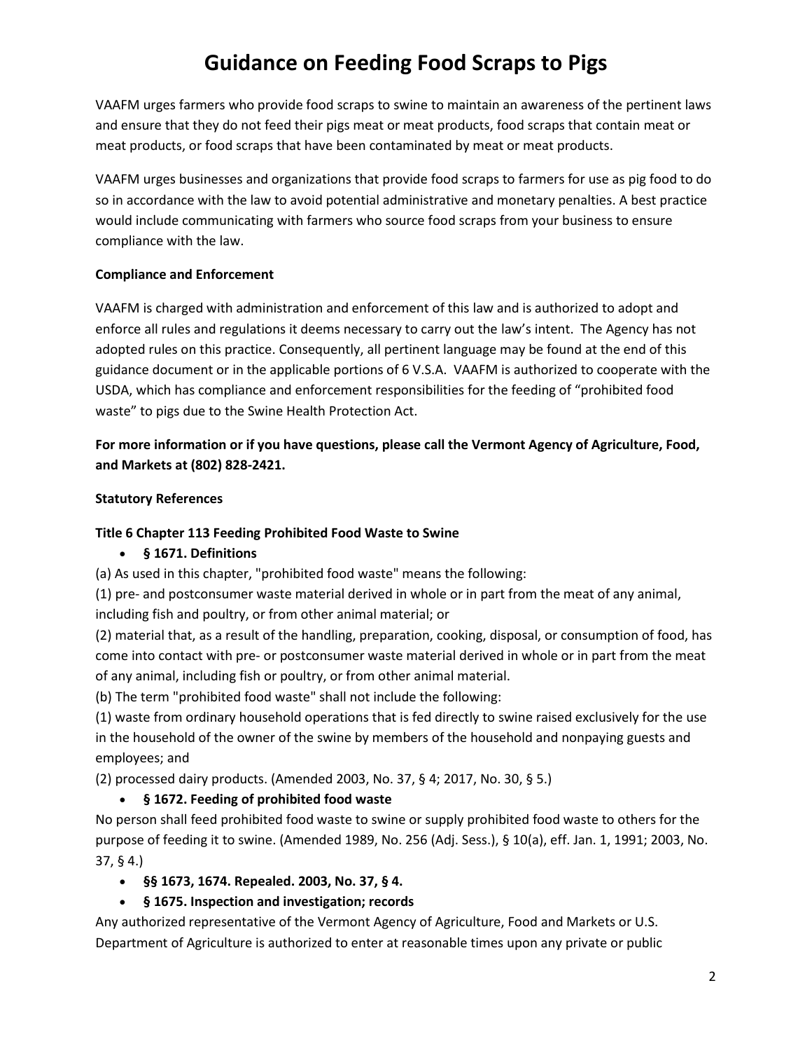# Guidance on Feeding Food Scraps to Pigs

VAAFM urges farmers who provide food scraps to swine to maintain an awareness of the pertinent laws and ensure that they do not feed their pigs meat or meat products, food scraps that contain meat or meat products, or food scraps that have been contaminated by meat or meat products.

VAAFM urges businesses and organizations that provide food scraps to farmers for use as pig food to do so in accordance with the law to avoid potential administrative and monetary penalties. A best practice would include communicating with farmers who source food scraps from your business to ensure compliance with the law.

**Compliance and Enforcement**

VAAFM is charged with administration and enforcement of this law and is authorized to adopt and enforce all rules and regulations it deems necessary to carry out the law's intent. The Agency has not adopted rules on this practice. Consequently, all pertinent language may be found at the end of this guidance document or in the applicable portions of 6 V.S.A. VAAFM is authorized to cooperate with the USDA, which has compliance and enforcement responsibilities for the feeding of "prohibited food waste" to pigs due to the Swine Health Protection Act.

**For more information or if you have questions, please call the Vermont Agency of Agriculture, Food, and Markets at (802) 828-2421.**

**Statutory References**

**Title 6 Chapter 113 Feeding Prohibited Food Waste to Swine**

- **§ 1671. Definitions**

(a) As used in this chapter, "prohibited food waste" means the following:

(1) pre- and postconsumer waste material derived in whole or in part from the meat of any animal, including fish and poultry, or from other animal material; or

(2) material that, as a result of the handling, preparation, cooking, disposal, or consumption of food, has come into contact with pre- or postconsumer waste material derived in whole or in part from the meat of any animal, including fish or poultry, or from other animal material.

(b) The term "prohibited food waste" shall not include the following:

(1) waste from ordinary household operations that is fed directly to swine raised exclusively for the use in the household of the owner of the swine by members of the household and nonpaying guests and employees; and

(2) processed dairy products. (Amended 2003, No. 37, § 4; 2017, No. 30, § 5.)

- **§ 1672. Feeding of prohibited food waste**

No person shall feed prohibited food waste to swine or supply prohibited food waste to others for the purpose of feeding it to swine. (Amended 1989, No. 256 (Adj. Sess.), § 10(a), eff. Jan. 1, 1991; 2003, No. 37, § 4.)

- **§§ 1673, 1674. Repealed. 2003, No. 37, § 4.**
- **§ 1675. Inspection and investigation; records**

Any authorized representative of the Vermont Agency of Agriculture, Food and Markets or U.S. Department of Agriculture is authorized to enter at reasonable times upon any private or public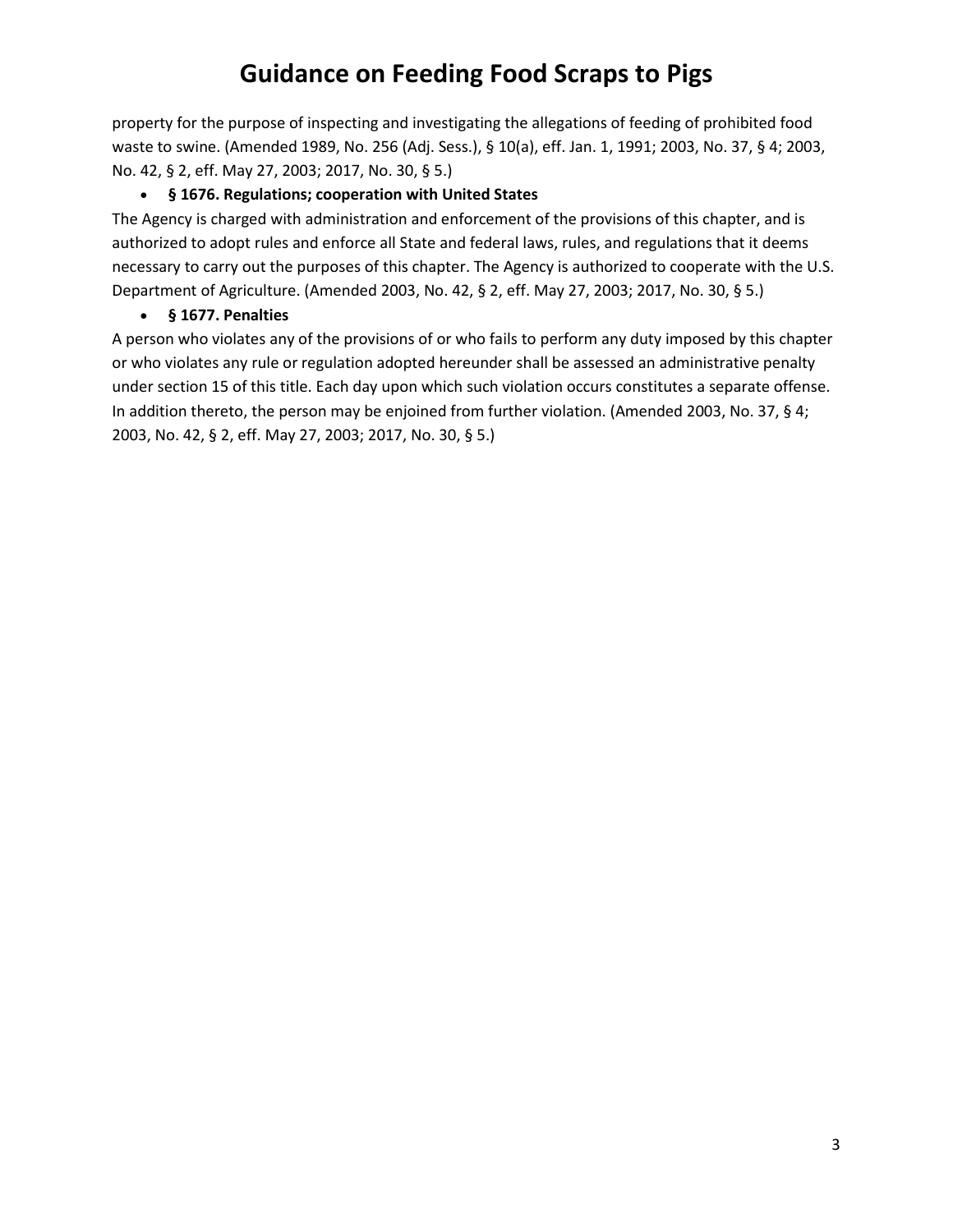property for the purpose of inspecting and investigating the allegations of feeding of prohibited food waste to swine. (Amended 1989, No. 256 (Adj. Sess.), § 10(a), eff. Jan. 1, 1991; 2003, No. 37, § 4; 2003, No. 42, § 2, eff. May 27, 2003; 2017, No. 30, § 5.)

- **§ 1676. Regulations; cooperation with United States**

The Agency is charged with administration and enforcement of the provisions of this chapter, and is authorized to adopt rules and enforce all State and federal laws, rules, and regulations that it deems necessary to carry out the purposes of this chapter. The Agency is authorized to cooperate with the U.S. Department of Agriculture. (Amended 2003, No. 42, § 2, eff. May 27, 2003; 2017, No. 30, § 5.)

- **§ 1677. Penalties**

A person who violates any of the provisions of or who fails to perform any duty imposed by this chapter or who violates any rule or regulation adopted hereunder shall be assessed an administrative penalty under section 15 of this title. Each day upon which such violation occurs constitutes a separate offense. In addition thereto, the person may be enjoined from further violation. (Amended 2003, No. 37, § 4; 2003, No. 42, § 2, eff. May 27, 2003; 2017, No. 30, § 5.)